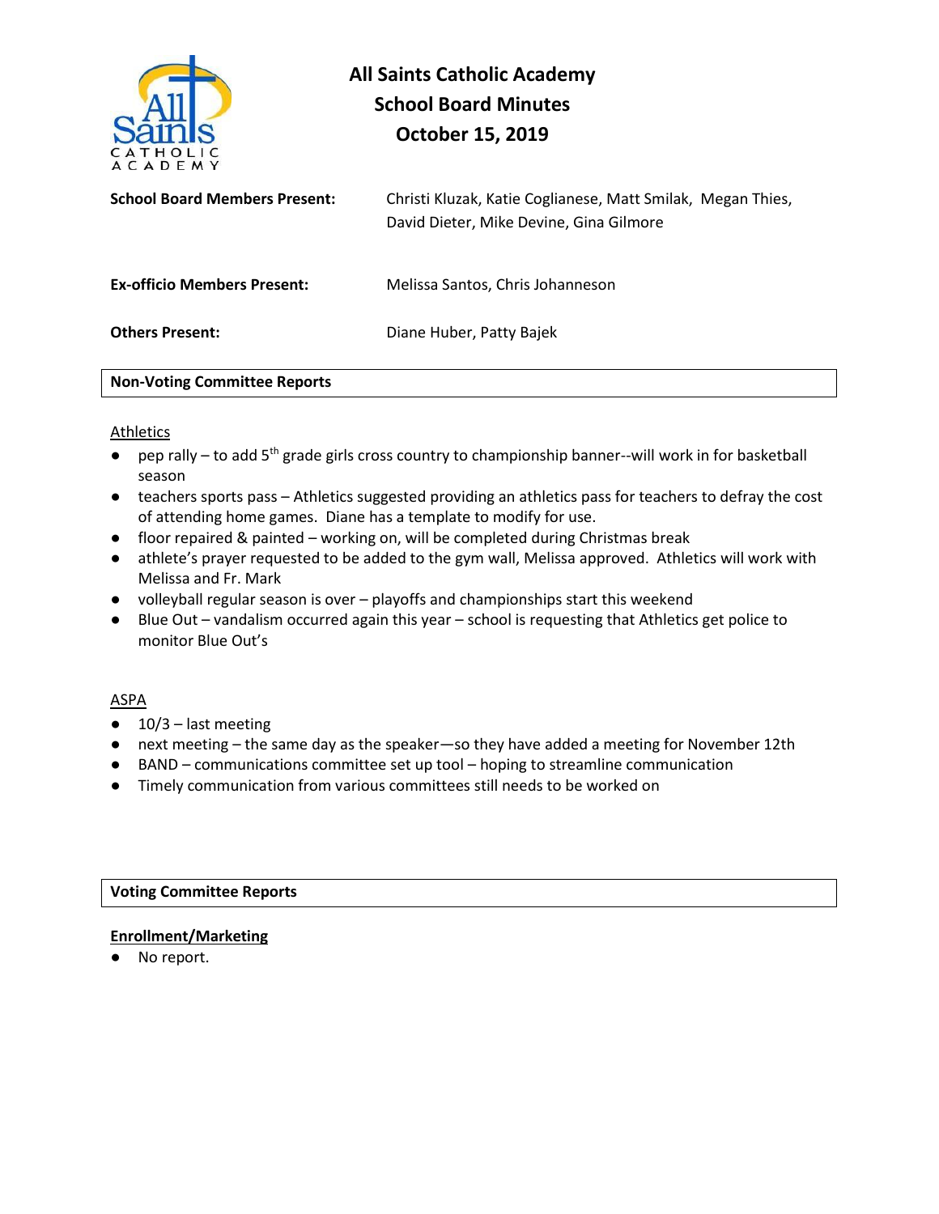# All Saints Catholic Academy
## School Board Minutes
## October 15, 2019

**School Board Members Present:** Christi Kluzak, Katie Coglianese, Matt Smilak, Megan Thies, David Dieter, Mike Devine, Gina Gilmore

**Ex-officio Members Present:** Melissa Santos, Chris Johanneson

**Others Present:** Diane Huber, Patty Bajek

### Non-Voting Committee Reports

Athletics

- pep rally – to add 5th grade girls cross country to championship banner--will work in for basketball season
- teachers sports pass – Athletics suggested providing an athletics pass for teachers to defray the cost of attending home games. Diane has a template to modify for use.
- floor repaired & painted – working on, will be completed during Christmas break
- athlete's prayer requested to be added to the gym wall, Melissa approved. Athletics will work with Melissa and Fr. Mark
- volleyball regular season is over – playoffs and championships start this weekend
- Blue Out – vandalism occurred again this year – school is requesting that Athletics get police to monitor Blue Out's

ASPA

- 10/3 – last meeting
- next meeting – the same day as the speaker—so they have added a meeting for November 12th
- BAND – communications committee set up tool – hoping to streamline communication
- Timely communication from various committees still needs to be worked on

### Voting Committee Reports

**Enrollment/Marketing**

- No report.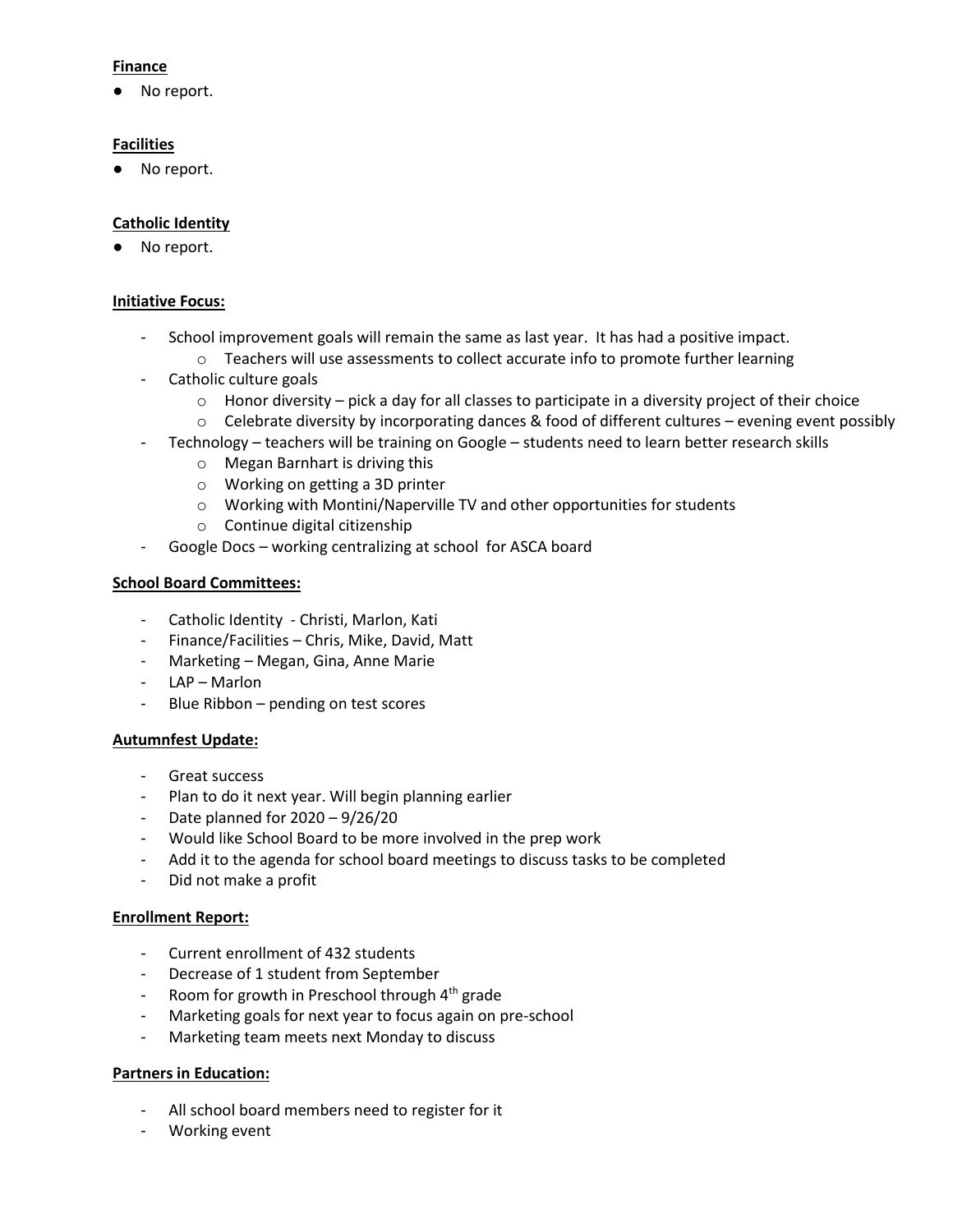**Finance**

- No report.

**Facilities**

- No report.

**Catholic Identity**

- No report.

**Initiative Focus:**

- School improvement goals will remain the same as last year. It has had a positive impact.
  - Teachers will use assessments to collect accurate info to promote further learning
- Catholic culture goals
  - Honor diversity – pick a day for all classes to participate in a diversity project of their choice
  - Celebrate diversity by incorporating dances & food of different cultures – evening event possibly
- Technology – teachers will be training on Google – students need to learn better research skills
  - Megan Barnhart is driving this
  - Working on getting a 3D printer
  - Working with Montini/Naperville TV and other opportunities for students
  - Continue digital citizenship
- Google Docs – working centralizing at school for ASCA board

**School Board Committees:**

- Catholic Identity - Christi, Marlon, Kati
- Finance/Facilities – Chris, Mike, David, Matt
- Marketing – Megan, Gina, Anne Marie
- LAP – Marlon
- Blue Ribbon – pending on test scores

**Autumnfest Update:**

- Great success
- Plan to do it next year. Will begin planning earlier
- Date planned for 2020 – 9/26/20
- Would like School Board to be more involved in the prep work
- Add it to the agenda for school board meetings to discuss tasks to be completed
- Did not make a profit

**Enrollment Report:**

- Current enrollment of 432 students
- Decrease of 1 student from September
- Room for growth in Preschool through 4th grade
- Marketing goals for next year to focus again on pre-school
- Marketing team meets next Monday to discuss

**Partners in Education:**

- All school board members need to register for it
- Working event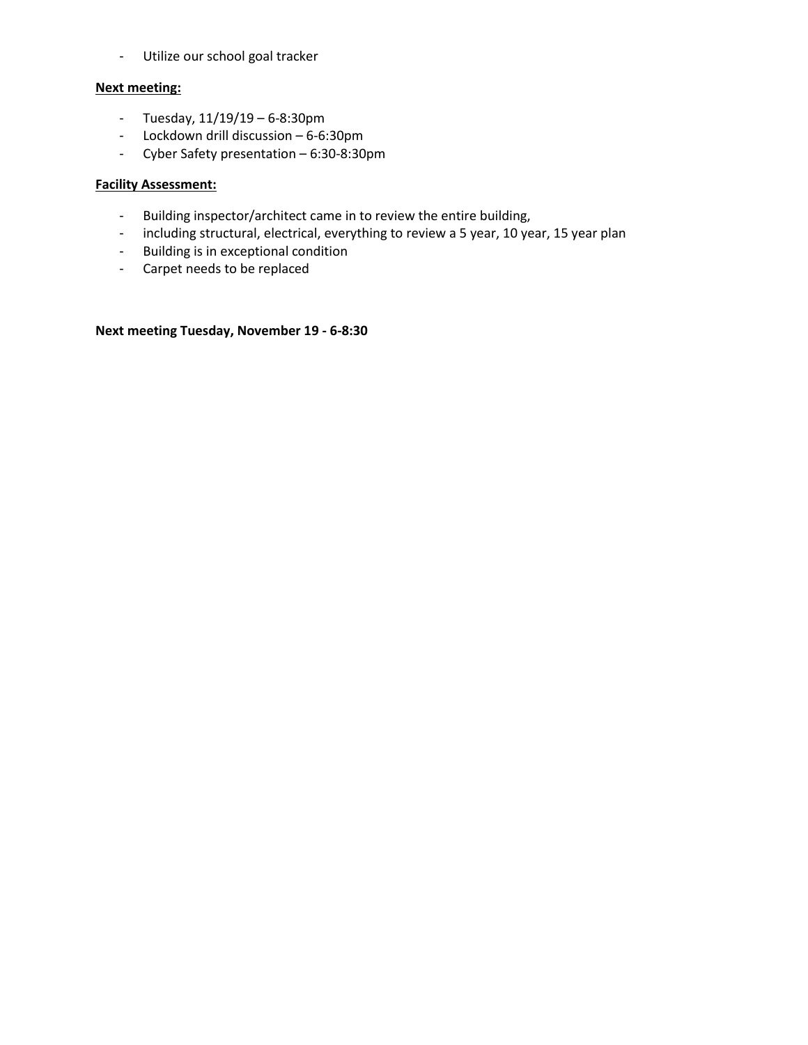- Utilize our school goal tracker

**Next meeting:**

- Tuesday, 11/19/19 – 6-8:30pm
- Lockdown drill discussion – 6-6:30pm
- Cyber Safety presentation – 6:30-8:30pm

**Facility Assessment:**

- Building inspector/architect came in to review the entire building,
- including structural, electrical, everything to review a 5 year, 10 year, 15 year plan
- Building is in exceptional condition
- Carpet needs to be replaced

**Next meeting Tuesday, November 19 - 6-8:30**